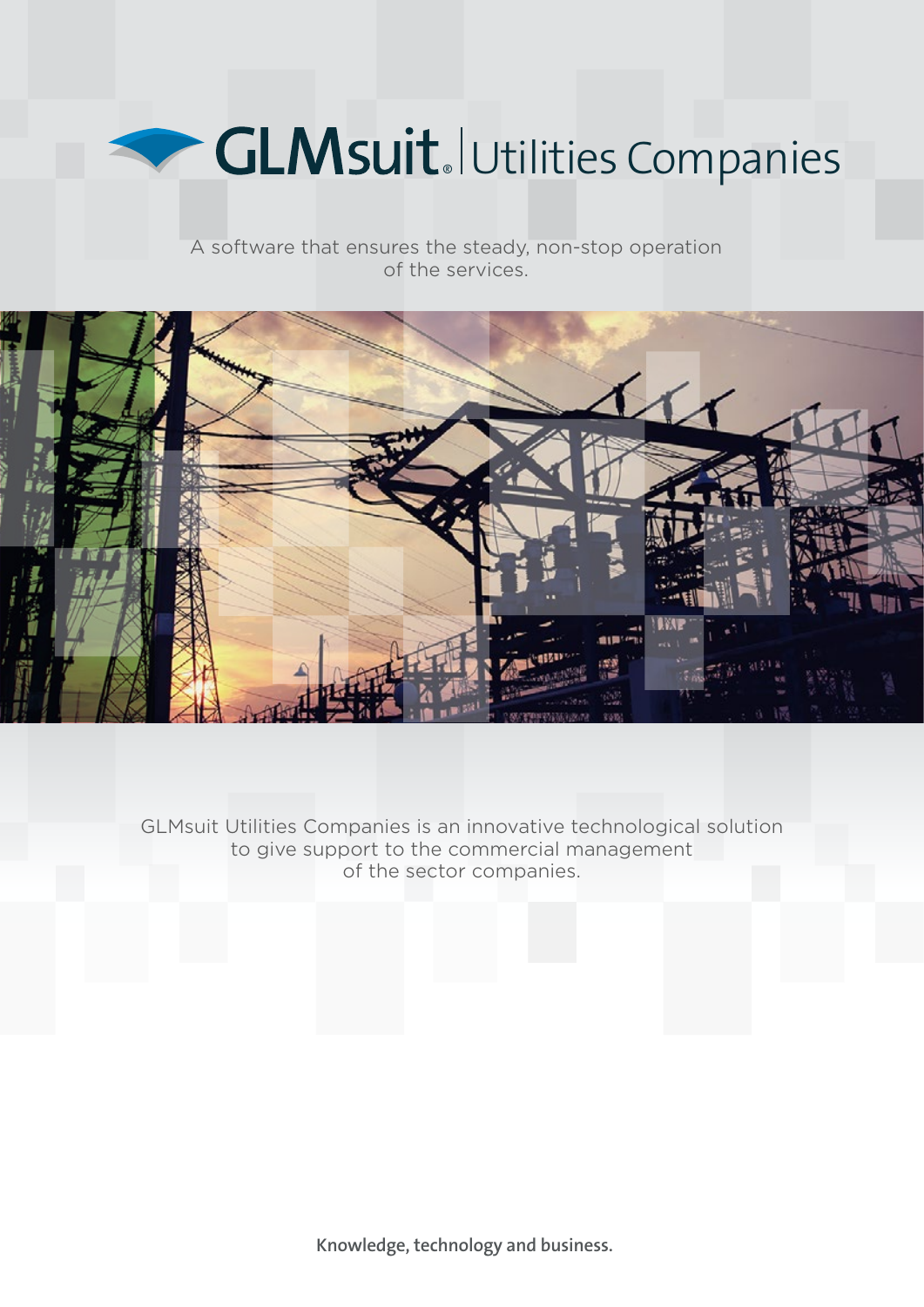# GLMsuit® | Utilities Companies

A software that ensures the steady, non-stop operation of the services.

GLMsuit Utilities Companies is an innovative technological solution to give support to the commercial management of the sector companies.

**Knowledge, technology and business.**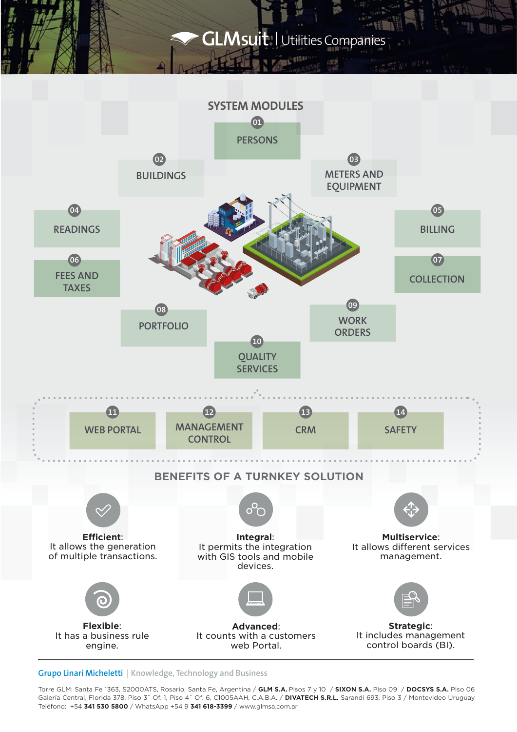# GLMsuit | Utilities Companies

## SYSTEM MODULES

01 PERSONS

02 BUILDINGS

03 METERS AND EQUIPMENT

04 READINGS

05 BILLING

06 FEES AND TAXES

07 COLLECTION

08 PORTFOLIO

09 WORK ORDERS

10 QUALITY SERVICES

11 WEB PORTAL

12 MANAGEMENT CONTROL

13 CRM

14 SAFETY

## BENEFITS OF A TURNKEY SOLUTION

**Efficient**:
It allows the generation of multiple transactions.

**Integral**:
It permits the integration with GIS tools and mobile devices.

**Multiservice**:
It allows different services management.

**Flexible**:
It has a business rule engine.

**Advanced**:
It counts with a customers web Portal.

**Strategic**:
It includes management control boards (BI).

---

Grupo Linari Micheletti | Knowledge, Technology and Business

Torre GLM: Santa Fe 1363, S2000ATS, Rosario, Santa Fe, Argentina / **GLM S.A.** Pisos 7 y 10 / **SIXON S.A.** Piso 09 / **DOCSYS S.A.** Piso 06
Galería Central, Florida 378, Piso 3° Of. 1, Piso 4° Of. 6, C1005AAH, C.A.B.A. / **DIVATECH S.R.L.** Sarandí 693, Piso 3 / Montevideo Uruguay
Teléfono: +54 **341 530 5800** / WhatsApp +54 9 **341 618-3399** / www.glmsa.com.ar